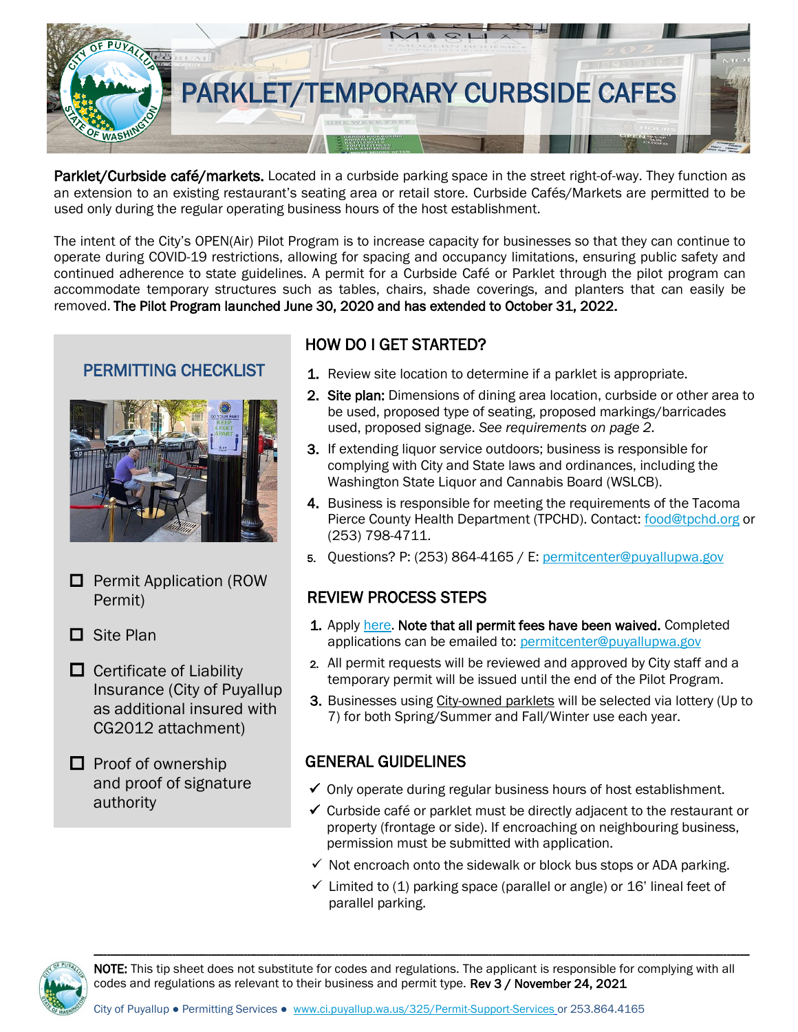# PARKLET/TEMPORARY CURBSIDE CAFES

**Parklet/Curbside café/markets.** Located in a curbside parking space in the street right-of-way. They function as an extension to an existing restaurant's seating area or retail store. Curbside Cafés/Markets are permitted to be used only during the regular operating business hours of the host establishment.

The intent of the City's OPEN(Air) Pilot Program is to increase capacity for businesses so that they can continue to operate during COVID-19 restrictions, allowing for spacing and occupancy limitations, ensuring public safety and continued adherence to state guidelines. A permit for a Curbside Café or Parklet through the pilot program can accommodate temporary structures such as tables, chairs, shade coverings, and planters that can easily be removed. **The Pilot Program launched June 30, 2020 and has extended to October 31, 2022.**

## PERMITTING CHECKLIST

- ☐ Permit Application (ROW Permit)
- ☐ Site Plan
- ☐ Certificate of Liability Insurance (City of Puyallup as additional insured with CG2012 attachment)
- ☐ Proof of ownership and proof of signature authority

## HOW DO I GET STARTED?

1. Review site location to determine if a parklet is appropriate.
2. **Site plan:** Dimensions of dining area location, curbside or other area to be used, proposed type of seating, proposed markings/barricades used, proposed signage. *See requirements on page 2.*
3. If extending liquor service outdoors; business is responsible for complying with City and State laws and ordinances, including the Washington State Liquor and Cannabis Board (WSLCB).
4. Business is responsible for meeting the requirements of the Tacoma Pierce County Health Department (TPCHD). Contact: food@tpchd.org or (253) 798-4711.
5. Questions? P: (253) 864-4165 / E: permitcenter@puyallupwa.gov

## REVIEW PROCESS STEPS

1. Apply here. **Note that all permit fees have been waived.** Completed applications can be emailed to: permitcenter@puyallupwa.gov
2. All permit requests will be reviewed and approved by City staff and a temporary permit will be issued until the end of the Pilot Program.
3. Businesses using City-owned parklets will be selected via lottery (Up to 7) for both Spring/Summer and Fall/Winter use each year.

## GENERAL GUIDELINES

- ✓ Only operate during regular business hours of host establishment.
- ✓ Curbside café or parklet must be directly adjacent to the restaurant or property (frontage or side). If encroaching on neighbouring business, permission must be submitted with application.
- ✓ Not encroach onto the sidewalk or block bus stops or ADA parking.
- ✓ Limited to (1) parking space (parallel or angle) or 16' lineal feet of parallel parking.

---

**NOTE:** This tip sheet does not substitute for codes and regulations. The applicant is responsible for complying with all codes and regulations as relevant to their business and permit type. **Rev 3 / November 24, 2021**

City of Puyallup ● Permitting Services ● www.ci.puyallup.wa.us/325/Permit-Support-Services or 253.864.4165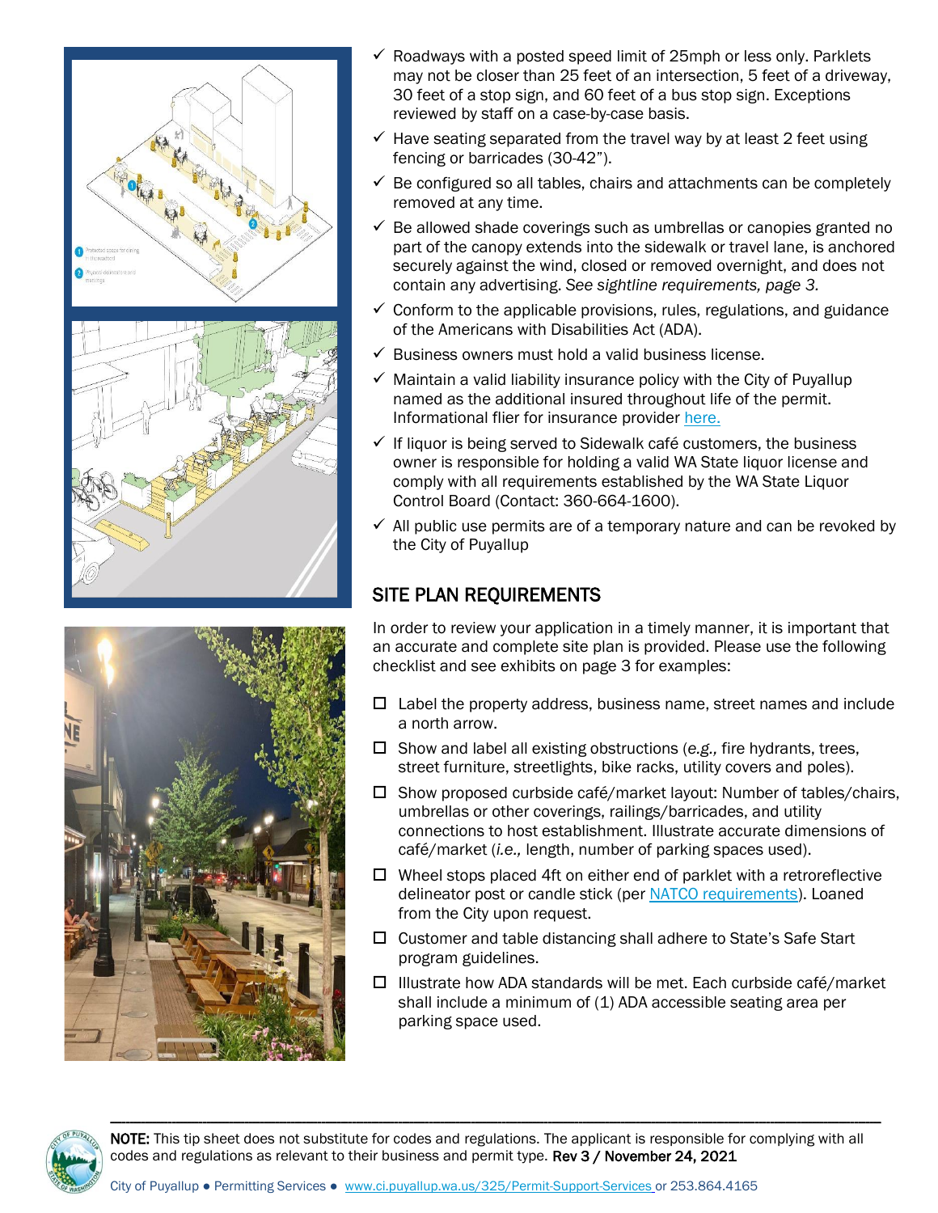- ✓ Roadways with a posted speed limit of 25mph or less only. Parklets may not be closer than 25 feet of an intersection, 5 feet of a driveway, 30 feet of a stop sign, and 60 feet of a bus stop sign. Exceptions reviewed by staff on a case-by-case basis.
- ✓ Have seating separated from the travel way by at least 2 feet using fencing or barricades (30-42”).
- ✓ Be configured so all tables, chairs and attachments can be completely removed at any time.
- ✓ Be allowed shade coverings such as umbrellas or canopies granted no part of the canopy extends into the sidewalk or travel lane, is anchored securely against the wind, closed or removed overnight, and does not contain any advertising. *See sightline requirements, page 3.*
- ✓ Conform to the applicable provisions, rules, regulations, and guidance of the Americans with Disabilities Act (ADA).
- ✓ Business owners must hold a valid business license.
- ✓ Maintain a valid liability insurance policy with the City of Puyallup named as the additional insured throughout life of the permit. Informational flier for insurance provider here.
- ✓ If liquor is being served to Sidewalk café customers, the business owner is responsible for holding a valid WA State liquor license and comply with all requirements established by the WA State Liquor Control Board (Contact: 360-664-1600).
- ✓ All public use permits are of a temporary nature and can be revoked by the City of Puyallup

## SITE PLAN REQUIREMENTS

In order to review your application in a timely manner, it is important that an accurate and complete site plan is provided. Please use the following checklist and see exhibits on page 3 for examples:

- ☐ Label the property address, business name, street names and include a north arrow.
- ☐ Show and label all existing obstructions (*e.g.,* fire hydrants, trees, street furniture, streetlights, bike racks, utility covers and poles).
- ☐ Show proposed curbside café/market layout: Number of tables/chairs, umbrellas or other coverings, railings/barricades, and utility connections to host establishment. Illustrate accurate dimensions of café/market (*i.e.,* length, number of parking spaces used).
- ☐ Wheel stops placed 4ft on either end of parklet with a retroreflective delineator post or candle stick (per NATCO requirements). Loaned from the City upon request.
- ☐ Customer and table distancing shall adhere to State’s Safe Start program guidelines.
- ☐ Illustrate how ADA standards will be met. Each curbside café/market shall include a minimum of (1) ADA accessible seating area per parking space used.

**NOTE:** This tip sheet does not substitute for codes and regulations. The applicant is responsible for complying with all codes and regulations as relevant to their business and permit type. Rev 3 / November 24, 2021

City of Puyallup ● Permitting Services ● www.ci.puyallup.wa.us/325/Permit-Support-Services or 253.864.4165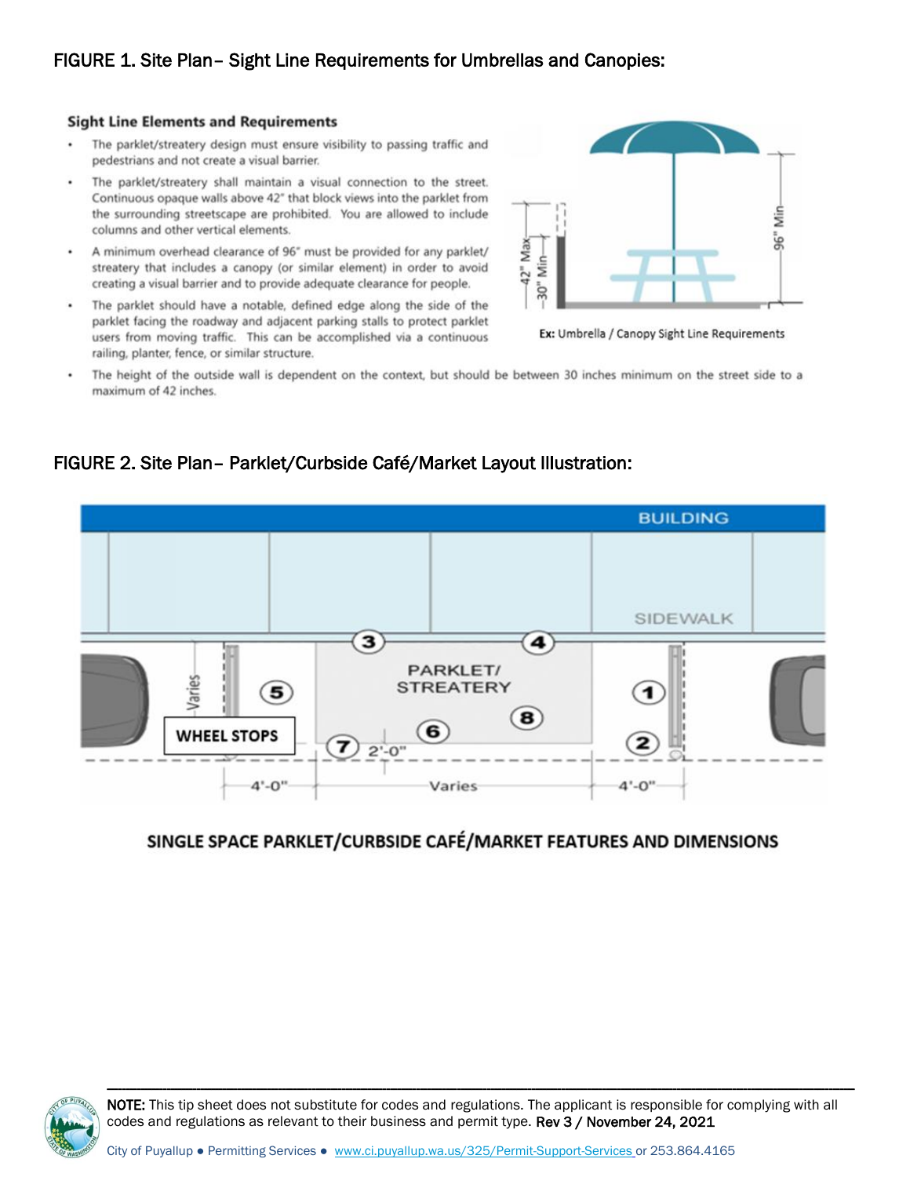## FIGURE 1. Site Plan– Sight Line Requirements for Umbrellas and Canopies:

### Sight Line Elements and Requirements

- The parklet/streatery design must ensure visibility to passing traffic and pedestrians and not create a visual barrier.
- The parklet/streatery shall maintain a visual connection to the street. Continuous opaque walls above 42" that block views into the parklet from the surrounding streetscape are prohibited. You are allowed to include columns and other vertical elements.
- A minimum overhead clearance of 96" must be provided for any parklet/ streatery that includes a canopy (or similar element) in order to avoid creating a visual barrier and to provide adequate clearance for people.
- The parklet should have a notable, defined edge along the side of the parklet facing the roadway and adjacent parking stalls to protect parklet users from moving traffic. This can be accomplished via a continuous railing, planter, fence, or similar structure.
- The height of the outside wall is dependent on the context, but should be between 30 inches minimum on the street side to a maximum of 42 inches.

42" Max
30" Min
96" Min

**Ex:** Umbrella / Canopy Sight Line Requirements

## FIGURE 2. Site Plan– Parklet/Curbside Café/Market Layout Illustration:

BUILDING

SIDEWALK

PARKLET/ STREATERY

WHEEL STOPS

Varies

4'-0"

Varies

4'-0"

2'-0"

SINGLE SPACE PARKLET/CURBSIDE CAFÉ/MARKET FEATURES AND DIMENSIONS

**NOTE:** This tip sheet does not substitute for codes and regulations. The applicant is responsible for complying with all codes and regulations as relevant to their business and permit type. Rev 3 / November 24, 2021

City of Puyallup ● Permitting Services ● www.ci.puyallup.wa.us/325/Permit-Support-Services or 253.864.4165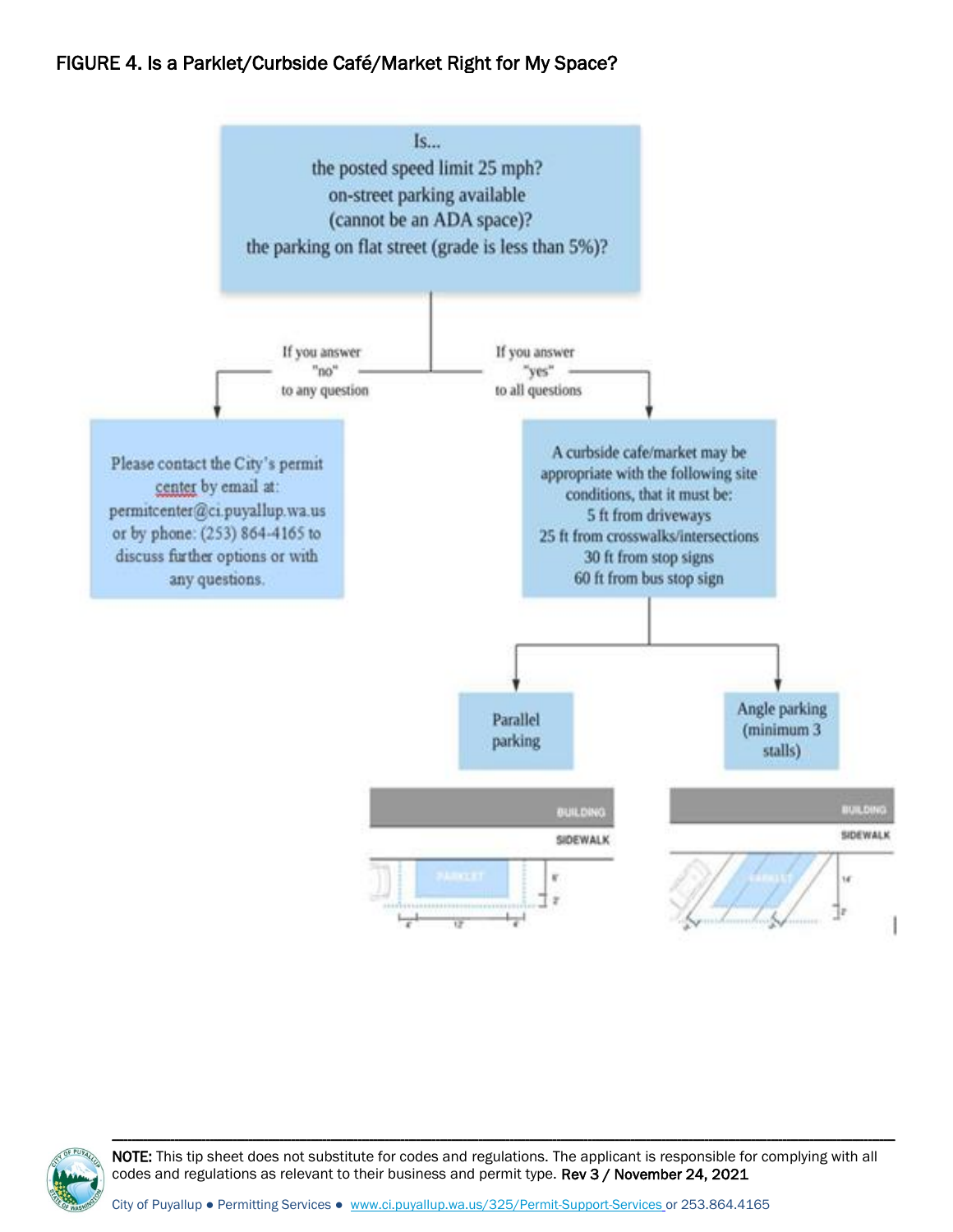## FIGURE 4. Is a Parklet/Curbside Café/Market Right for My Space?

Is...
the posted speed limit 25 mph?
on-street parking available
(cannot be an ADA space)?
the parking on flat street (grade is less than 5%)?

If you answer "no" to any question

Please contact the City's permit center by email at: permitcenter@ci.puyallup.wa.us or by phone: (253) 864-4165 to discuss further options or with any questions.

If you answer "yes" to all questions

A curbside cafe/market may be appropriate with the following site conditions, that it must be:
5 ft from driveways
25 ft from crosswalks/intersections
30 ft from stop signs
60 ft from bus stop sign

Parallel parking

BUILDING
SIDEWALK
PARKLET
6'
2'
4'
12'
4'

Angle parking (minimum 3 stalls)

BUILDING
SIDEWALK
PARKLET
14'
2'

---

**NOTE:** This tip sheet does not substitute for codes and regulations. The applicant is responsible for complying with all codes and regulations as relevant to their business and permit type. Rev 3 / November 24, 2021

City of Puyallup ● Permitting Services ● [www.ci.puyallup.wa.us/325/Permit-Support-Services](www.ci.puyallup.wa.us/325/Permit-Support-Services) or 253.864.4165